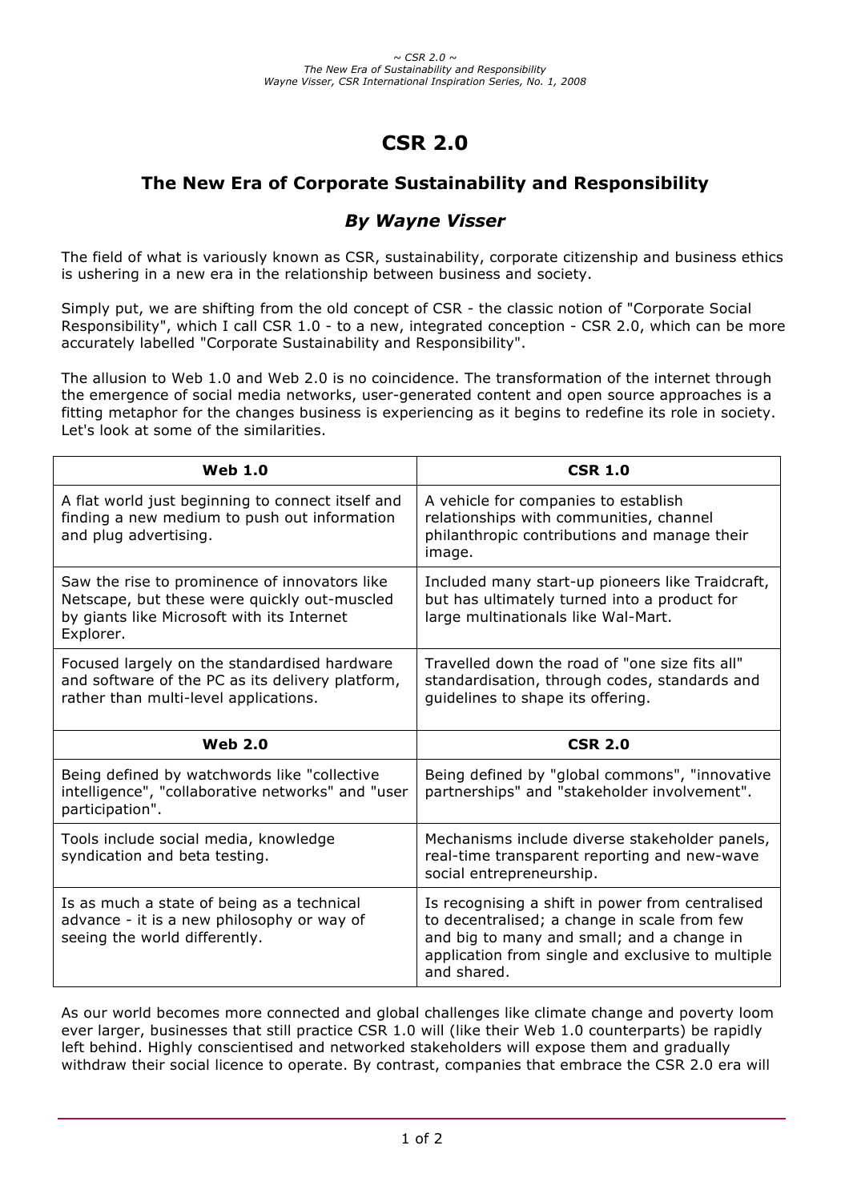# CSR 2.0

## The New Era of Corporate Sustainability and Responsibility

### *By Wayne Visser*

The field of what is variously known as CSR, sustainability, corporate citizenship and business ethics is ushering in a new era in the relationship between business and society.

Simply put, we are shifting from the old concept of CSR - the classic notion of "Corporate Social Responsibility", which I call CSR 1.0 - to a new, integrated conception - CSR 2.0, which can be more accurately labelled "Corporate Sustainability and Responsibility".

The allusion to Web 1.0 and Web 2.0 is no coincidence. The transformation of the internet through the emergence of social media networks, user-generated content and open source approaches is a fitting metaphor for the changes business is experiencing as it begins to redefine its role in society. Let's look at some of the similarities.

| **Web 1.0** | **CSR 1.0** |
| --- | --- |
| A flat world just beginning to connect itself and finding a new medium to push out information and plug advertising. | A vehicle for companies to establish relationships with communities, channel philanthropic contributions and manage their image. |
| Saw the rise to prominence of innovators like Netscape, but these were quickly out-muscled by giants like Microsoft with its Internet Explorer. | Included many start-up pioneers like Traidcraft, but has ultimately turned into a product for large multinationals like Wal-Mart. |
| Focused largely on the standardised hardware and software of the PC as its delivery platform, rather than multi-level applications. | Travelled down the road of "one size fits all" standardisation, through codes, standards and guidelines to shape its offering. |
| **Web 2.0** | **CSR 2.0** |
| Being defined by watchwords like "collective intelligence", "collaborative networks" and "user participation". | Being defined by "global commons", "innovative partnerships" and "stakeholder involvement". |
| Tools include social media, knowledge syndication and beta testing. | Mechanisms include diverse stakeholder panels, real-time transparent reporting and new-wave social entrepreneurship. |
| Is as much a state of being as a technical advance - it is a new philosophy or way of seeing the world differently. | Is recognising a shift in power from centralised to decentralised; a change in scale from few and big to many and small; and a change in application from single and exclusive to multiple and shared. |

As our world becomes more connected and global challenges like climate change and poverty loom ever larger, businesses that still practice CSR 1.0 will (like their Web 1.0 counterparts) be rapidly left behind. Highly conscientised and networked stakeholders will expose them and gradually withdraw their social licence to operate. By contrast, companies that embrace the CSR 2.0 era will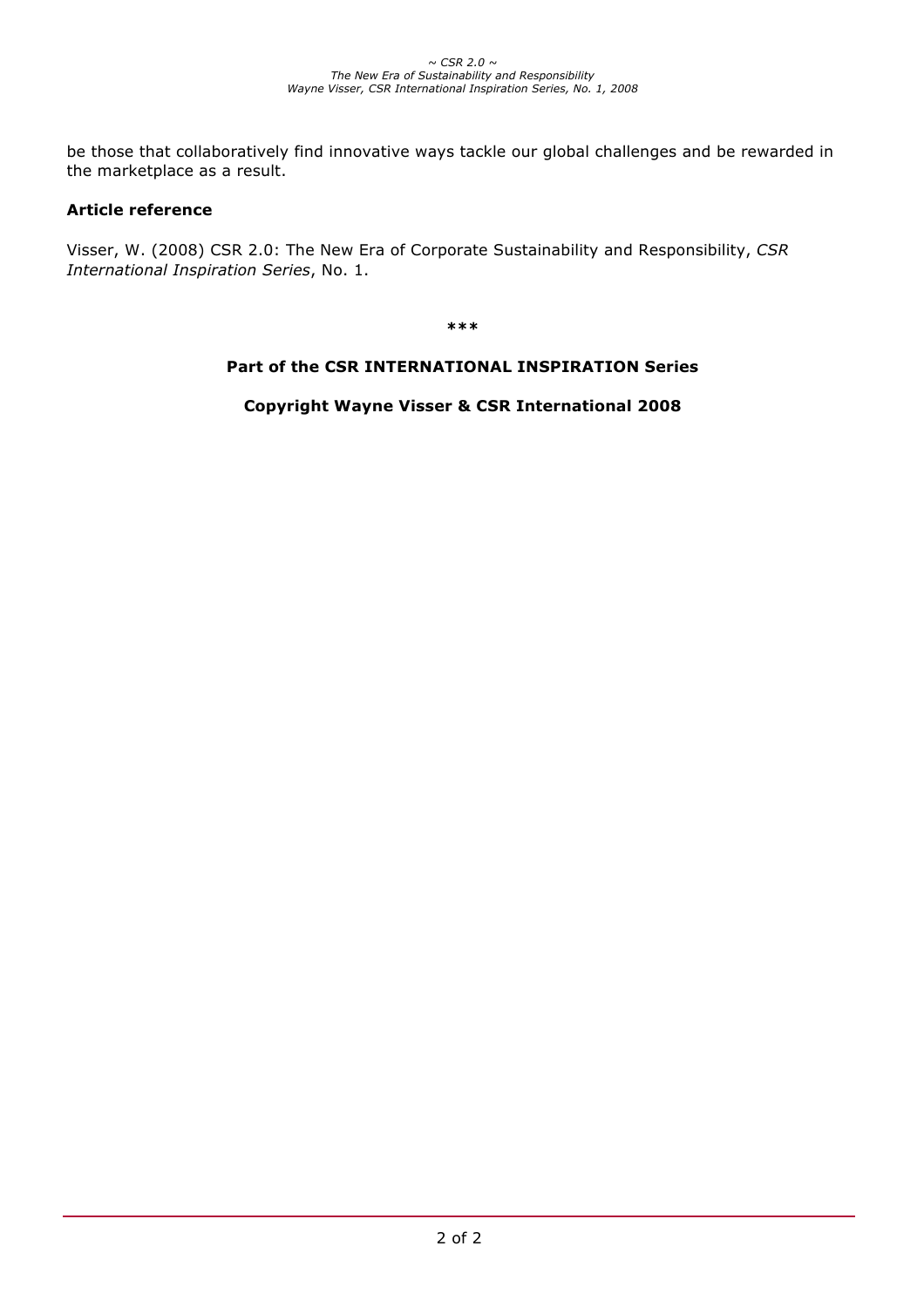be those that collaboratively find innovative ways tackle our global challenges and be rewarded in the marketplace as a result.

**Article reference**

Visser, W. (2008) CSR 2.0: The New Era of Corporate Sustainability and Responsibility, *CSR International Inspiration Series*, No. 1.

***

**Part of the CSR INTERNATIONAL INSPIRATION Series**

**Copyright Wayne Visser & CSR International 2008**